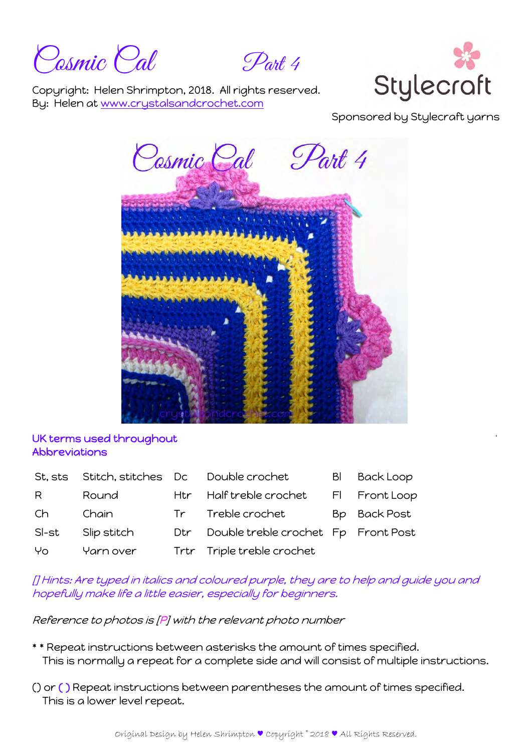# Cosmic Cal Part 4

Copyright: Helen Shrimpton, 2018. All rights reserved.
By: Helen at www.crystalsandcrochet.com

Stylecraft

Sponsored by Stylecraft yarns

**UK terms used throughout**
**Abbreviations**

| | | | | | |
|---|---|---|---|---|---|
| St, sts | Stitch, stitches | Dc | Double crochet | Bl | Back Loop |
| R | Round | Htr | Half treble crochet | Fl | Front Loop |
| Ch | Chain | Tr | Treble crochet | Bp | Back Post |
| Sl-st | Slip stitch | Dtr | Double treble crochet | Fp | Front Post |
| Yo | Yarn over | Trtr | Triple treble crochet | | |

*[] Hints: Are typed in italics and coloured purple, they are to help and guide you and hopefully make life a little easier, especially for beginners.*

*Reference to photos is [P] with the relevant photo number*

\* \* Repeat instructions between asterisks the amount of times specified.
This is normally a repeat for a complete side and will consist of multiple instructions.

() or ( ) Repeat instructions between parentheses the amount of times specified.
This is a lower level repeat.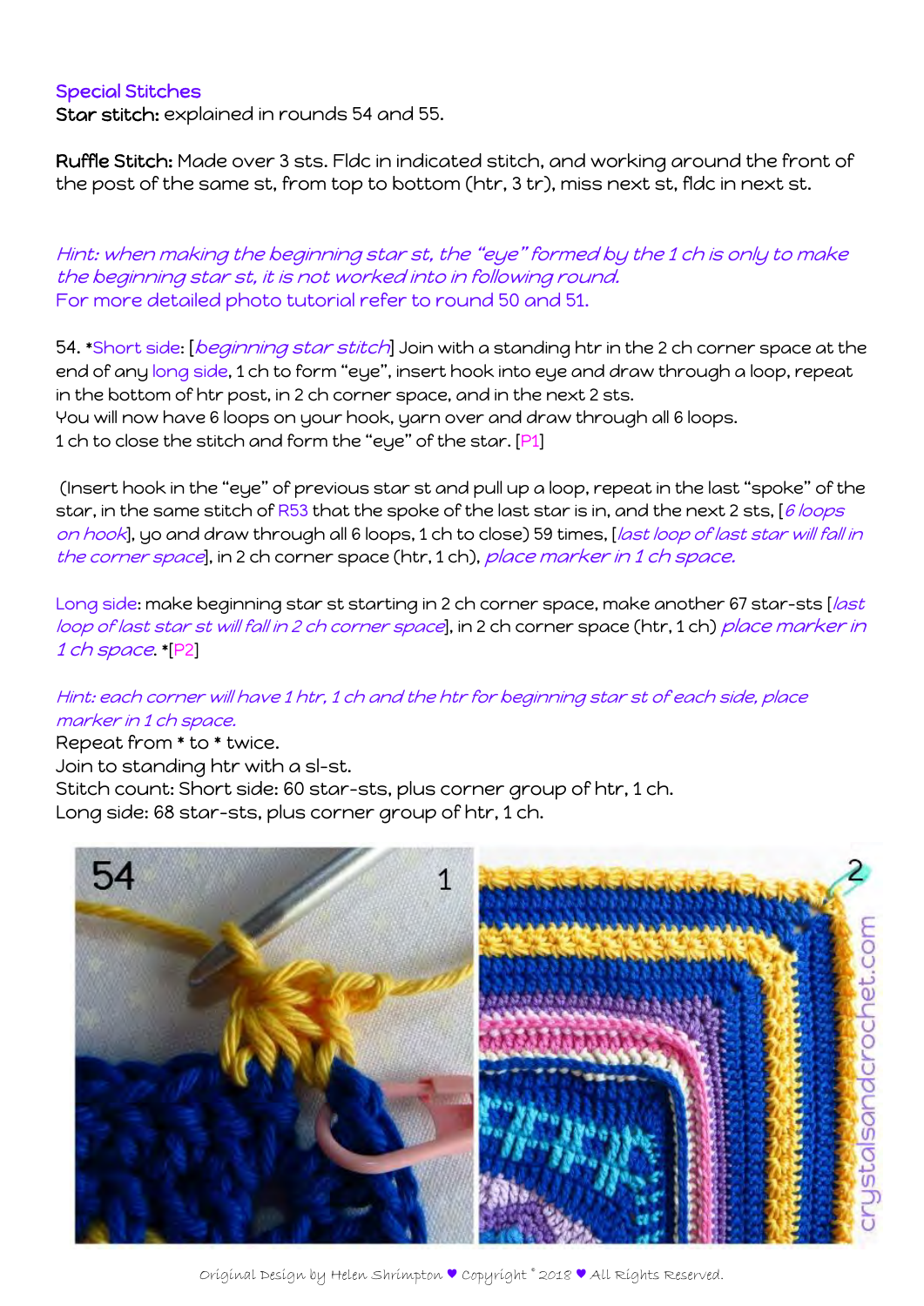### Special Stitches

**Star stitch:** explained in rounds 54 and 55.

**Ruffle Stitch:** Made over 3 sts. Fldc in indicated stitch, and working around the front of the post of the same st, from top to bottom (htr, 3 tr), miss next st, fldc in next st.

*Hint: when making the beginning star st, the "eye" formed by the 1 ch is only to make the beginning star st, it is not worked into in following round.*
For more detailed photo tutorial refer to round 50 and 51.

54. *Short side: [*beginning star stitch*] Join with a standing htr in the 2 ch corner space at the end of any long side, 1 ch to form "eye", insert hook into eye and draw through a loop, repeat in the bottom of htr post, in 2 ch corner space, and in the next 2 sts.
You will now have 6 loops on your hook, yarn over and draw through all 6 loops.
1 ch to close the stitch and form the "eye" of the star. [P1]

(Insert hook in the "eye" of previous star st and pull up a loop, repeat in the last "spoke" of the star, in the same stitch of R53 that the spoke of the last star is in, and the next 2 sts, [*6 loops on hook*], yo and draw through all 6 loops, 1 ch to close) 59 times, [*last loop of last star will fall in the corner space*], in 2 ch corner space (htr, 1 ch), *place marker in 1 ch space.*

Long side: make beginning star st starting in 2 ch corner space, make another 67 star-sts [*last loop of last star st will fall in 2 ch corner space*], in 2 ch corner space (htr, 1 ch) *place marker in 1 ch space.* *[P2]

*Hint: each corner will have 1 htr, 1 ch and the htr for beginning star st of each side, place marker in 1 ch space.*
Repeat from * to * twice.
Join to standing htr with a sl-st.
Stitch count: Short side: 60 star-sts, plus corner group of htr, 1 ch.
Long side: 68 star-sts, plus corner group of htr, 1 ch.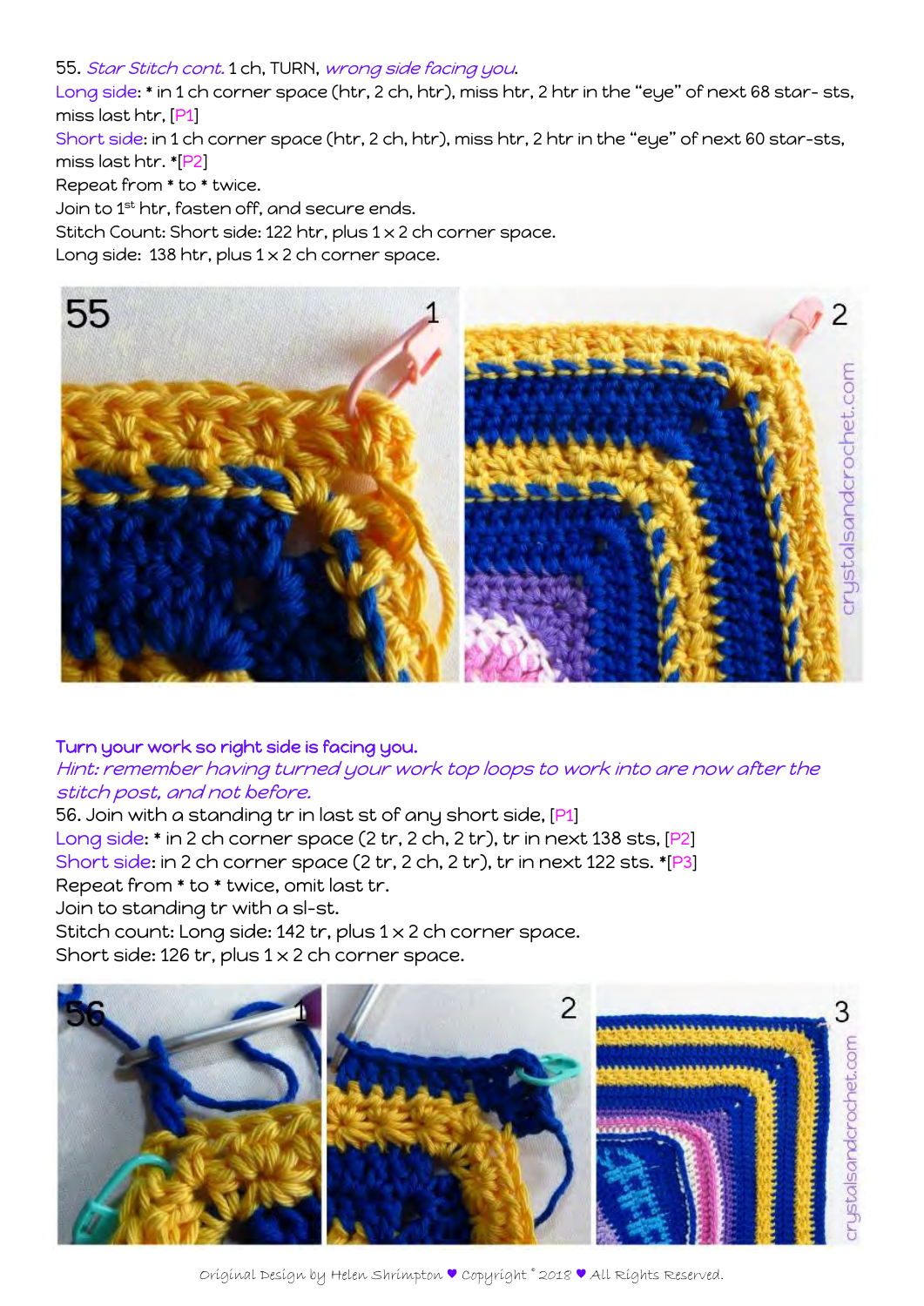55. *Star Stitch cont.* 1 ch, TURN, *wrong side facing you.*

Long side: * in 1 ch corner space (htr, 2 ch, htr), miss htr, 2 htr in the "eye" of next 68 star- sts, miss last htr, [P1]

Short side: in 1 ch corner space (htr, 2 ch, htr), miss htr, 2 htr in the "eye" of next 60 star-sts, miss last htr. *[P2]

Repeat from * to * twice.

Join to 1st htr, fasten off, and secure ends.

Stitch Count: Short side: 122 htr, plus 1 x 2 ch corner space.

Long side: 138 htr, plus 1 x 2 ch corner space.

Turn your work so right side is facing you.

*Hint: remember having turned your work top loops to work into are now after the stitch post, and not before.*

56. Join with a standing tr in last st of any short side, [P1]

Long side: * in 2 ch corner space (2 tr, 2 ch, 2 tr), tr in next 138 sts, [P2]

Short side: in 2 ch corner space (2 tr, 2 ch, 2 tr), tr in next 122 sts. *[P3]

Repeat from * to * twice, omit last tr.

Join to standing tr with a sl-st.

Stitch count: Long side: 142 tr, plus 1 x 2 ch corner space.

Short side: 126 tr, plus 1 x 2 ch corner space.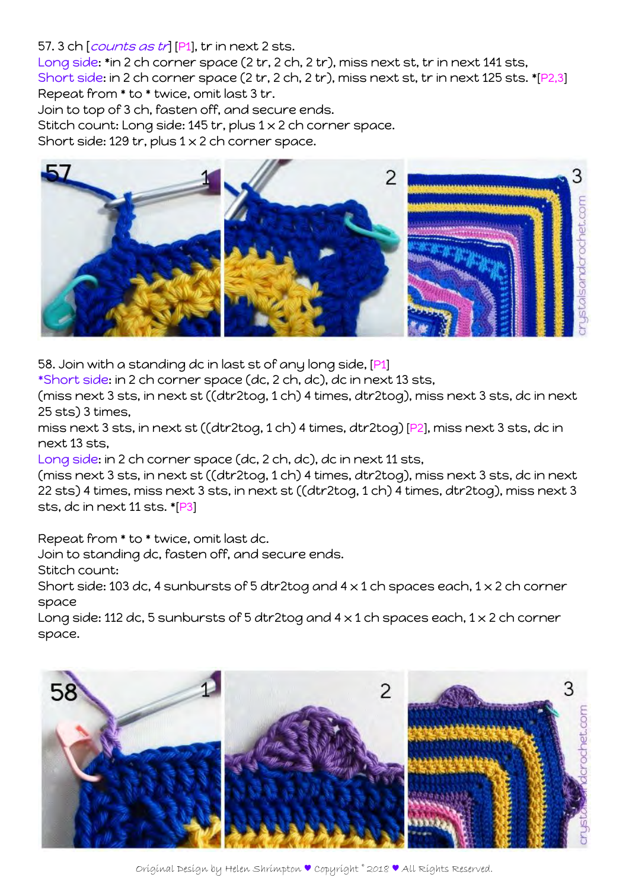57. 3 ch [*counts as tr*] [P1], tr in next 2 sts.
Long side: *in 2 ch corner space (2 tr, 2 ch, 2 tr), miss next st, tr in next 141 sts,
Short side: in 2 ch corner space (2 tr, 2 ch, 2 tr), miss next st, tr in next 125 sts. *[P2,3]
Repeat from * to * twice, omit last 3 tr.
Join to top of 3 ch, fasten off, and secure ends.
Stitch count: Long side: 145 tr, plus 1 x 2 ch corner space.
Short side: 129 tr, plus 1 x 2 ch corner space.

58. Join with a standing dc in last st of any long side, [P1]
*Short side: in 2 ch corner space (dc, 2 ch, dc), dc in next 13 sts,
(miss next 3 sts, in next st ((dtr2tog, 1 ch) 4 times, dtr2tog), miss next 3 sts, dc in next 25 sts) 3 times,
miss next 3 sts, in next st ((dtr2tog, 1 ch) 4 times, dtr2tog) [P2], miss next 3 sts, dc in next 13 sts,
Long side: in 2 ch corner space (dc, 2 ch, dc), dc in next 11 sts,
(miss next 3 sts, in next st ((dtr2tog, 1 ch) 4 times, dtr2tog), miss next 3 sts, dc in next 22 sts) 4 times, miss next 3 sts, in next st ((dtr2tog, 1 ch) 4 times, dtr2tog), miss next 3 sts, dc in next 11 sts. *[P3]

Repeat from * to * twice, omit last dc.
Join to standing dc, fasten off, and secure ends.
Stitch count:
Short side: 103 dc, 4 sunbursts of 5 dtr2tog and 4 x 1 ch spaces each, 1 x 2 ch corner space
Long side: 112 dc, 5 sunbursts of 5 dtr2tog and 4 x 1 ch spaces each, 1 x 2 ch corner space.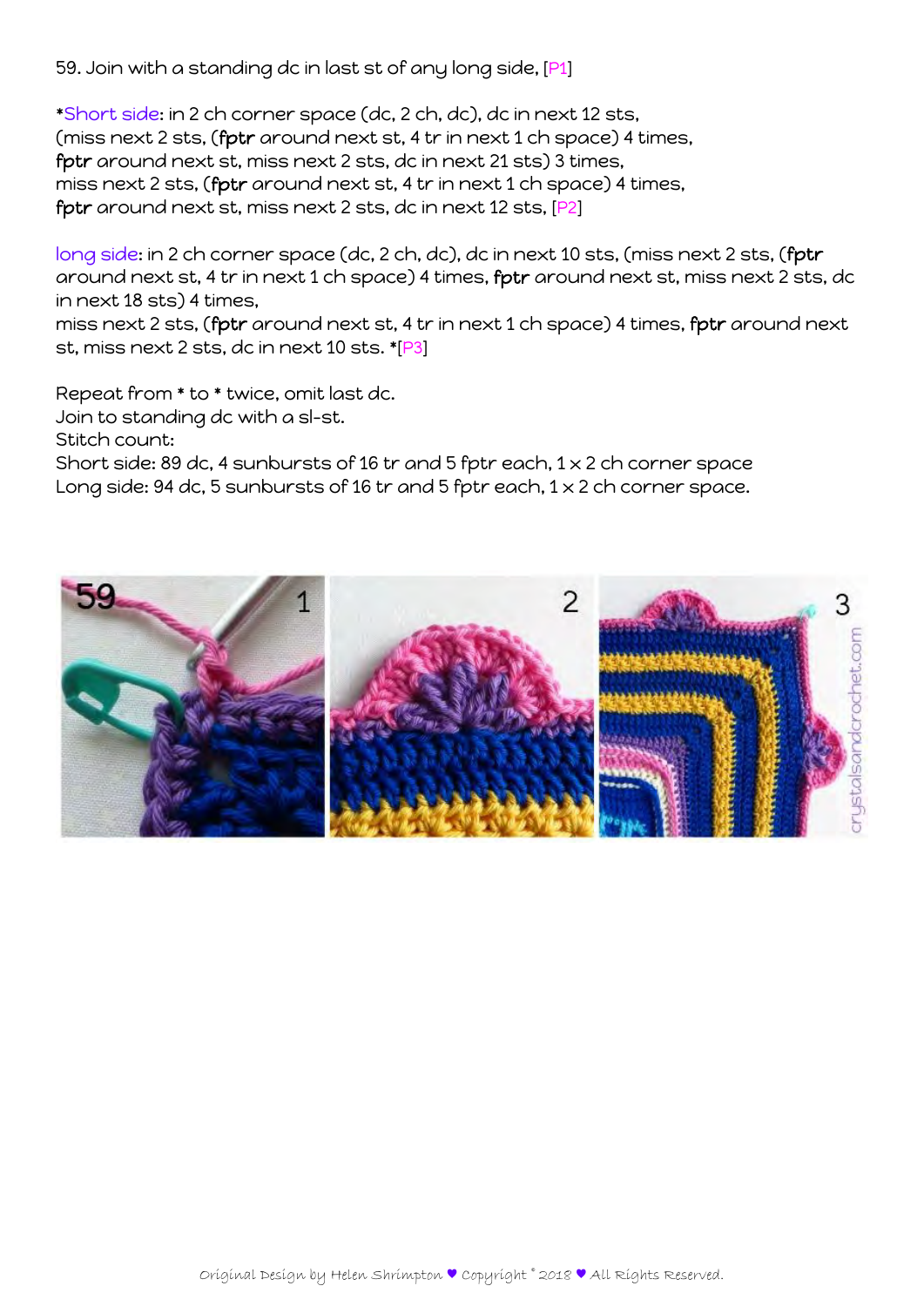59. Join with a standing dc in last st of any long side, [P1]

*Short side: in 2 ch corner space (dc, 2 ch, dc), dc in next 12 sts, (miss next 2 sts, (**fptr** around next st, 4 tr in next 1 ch space) 4 times, **fptr** around next st, miss next 2 sts, dc in next 21 sts) 3 times, miss next 2 sts, (**fptr** around next st, 4 tr in next 1 ch space) 4 times, **fptr** around next st, miss next 2 sts, dc in next 12 sts, [P2]

long side: in 2 ch corner space (dc, 2 ch, dc), dc in next 10 sts, (miss next 2 sts, (**fptr** around next st, 4 tr in next 1 ch space) 4 times, **fptr** around next st, miss next 2 sts, dc in next 18 sts) 4 times, miss next 2 sts, (**fptr** around next st, 4 tr in next 1 ch space) 4 times, **fptr** around next st, miss next 2 sts, dc in next 10 sts. *[P3]

Repeat from * to * twice, omit last dc.
Join to standing dc with a sl-st.
Stitch count:
Short side: 89 dc, 4 sunbursts of 16 tr and 5 fptr each, 1 x 2 ch corner space
Long side: 94 dc, 5 sunbursts of 16 tr and 5 fptr each, 1 x 2 ch corner space.

59 — 1 — 2 — 3

crystalsandcrochet.com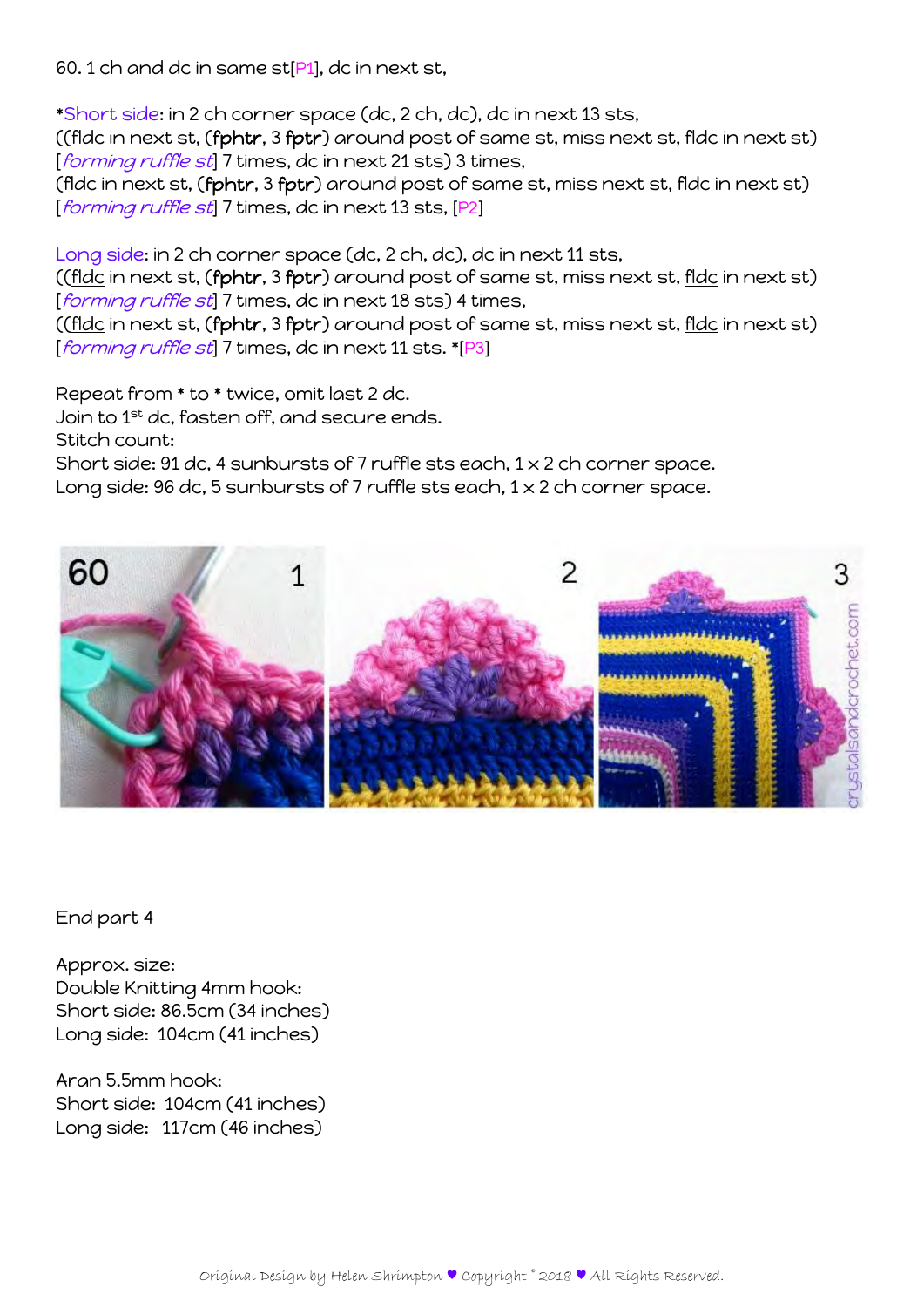60. 1 ch and dc in same st[P1], dc in next st,

*Short side: in 2 ch corner space (dc, 2 ch, dc), dc in next 13 sts,
((fldc in next st, (**fphtr**, 3 **fptr**) around post of same st, miss next st, fldc in next st) [*forming ruffle st*] 7 times, dc in next 21 sts) 3 times,
(fldc in next st, (**fphtr**, 3 **fptr**) around post of same st, miss next st, fldc in next st) [*forming ruffle st*] 7 times, dc in next 13 sts, [P2]

Long side: in 2 ch corner space (dc, 2 ch, dc), dc in next 11 sts,
((fldc in next st, (**fphtr**, 3 **fptr**) around post of same st, miss next st, fldc in next st) [*forming ruffle st*] 7 times, dc in next 18 sts) 4 times,
((fldc in next st, (**fphtr**, 3 **fptr**) around post of same st, miss next st, fldc in next st) [*forming ruffle st*] 7 times, dc in next 11 sts. *[P3]

Repeat from * to * twice, omit last 2 dc.
Join to 1st dc, fasten off, and secure ends.
Stitch count:
Short side: 91 dc, 4 sunbursts of 7 ruffle sts each, 1 x 2 ch corner space.
Long side: 96 dc, 5 sunbursts of 7 ruffle sts each, 1 x 2 ch corner space.

60 1 2 3

End part 4

Approx. size:
Double Knitting 4mm hook:
Short side: 86.5cm (34 inches)
Long side: 104cm (41 inches)

Aran 5.5mm hook:
Short side: 104cm (41 inches)
Long side: 117cm (46 inches)